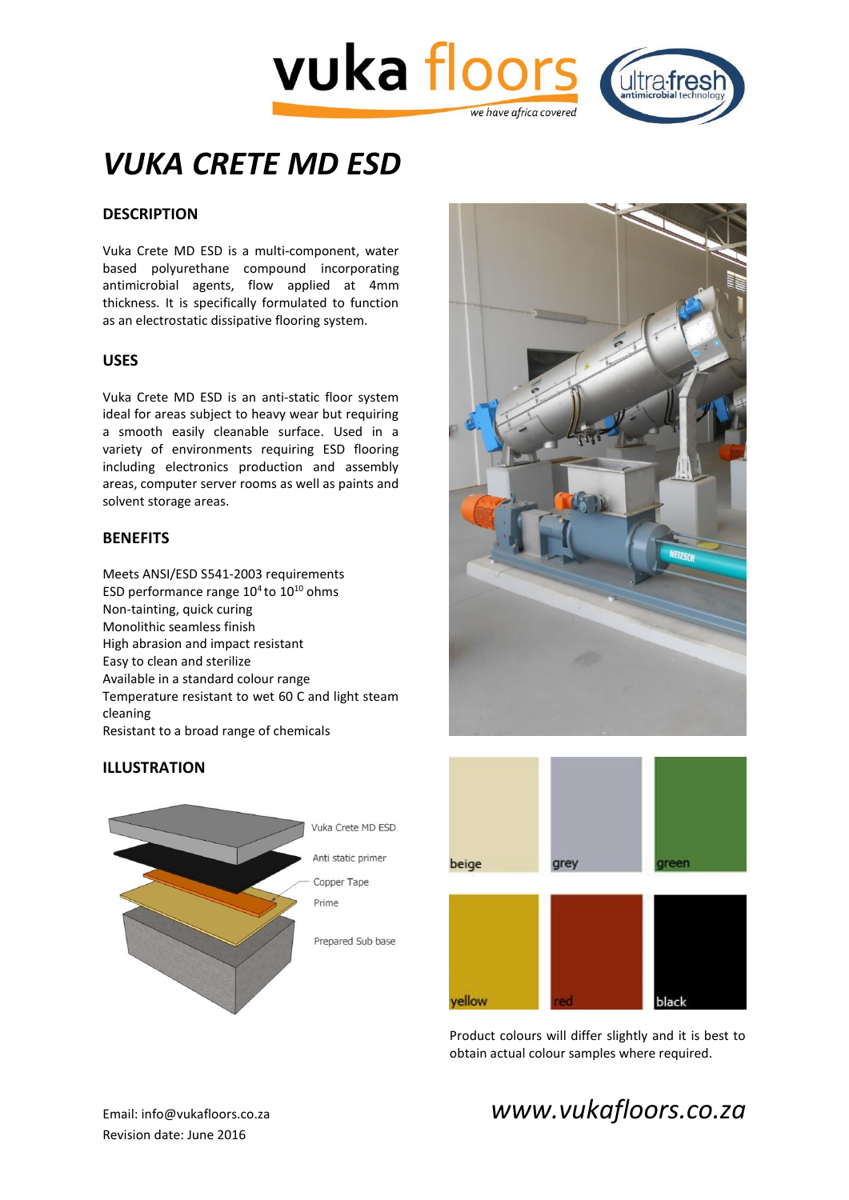# VUKA CRETE MD ESD

## DESCRIPTION

Vuka Crete MD ESD is a multi-component, water based polyurethane compound incorporating antimicrobial agents, flow applied at 4mm thickness. It is specifically formulated to function as an electrostatic dissipative flooring system.

## USES

Vuka Crete MD ESD is an anti-static floor system ideal for areas subject to heavy wear but requiring a smooth easily cleanable surface. Used in a variety of environments requiring ESD flooring including electronics production and assembly areas, computer server rooms as well as paints and solvent storage areas.

## BENEFITS

Meets ANSI/ESD S541-2003 requirements
ESD performance range $10^4$ to $10^{10}$ ohms
Non-tainting, quick curing
Monolithic seamless finish
High abrasion and impact resistant
Easy to clean and sterilize
Available in a standard colour range
Temperature resistant to wet 60 C and light steam cleaning
Resistant to a broad range of chemicals

## ILLUSTRATION

Vuka Crete MD ESD
Anti static primer
Copper Tape
Prime
Prepared Sub base

beige, grey, green, yellow, red, black

Product colours will differ slightly and it is best to obtain actual colour samples where required.

Email: info@vukafloors.co.za
Revision date: June 2016

www.vukafloors.co.za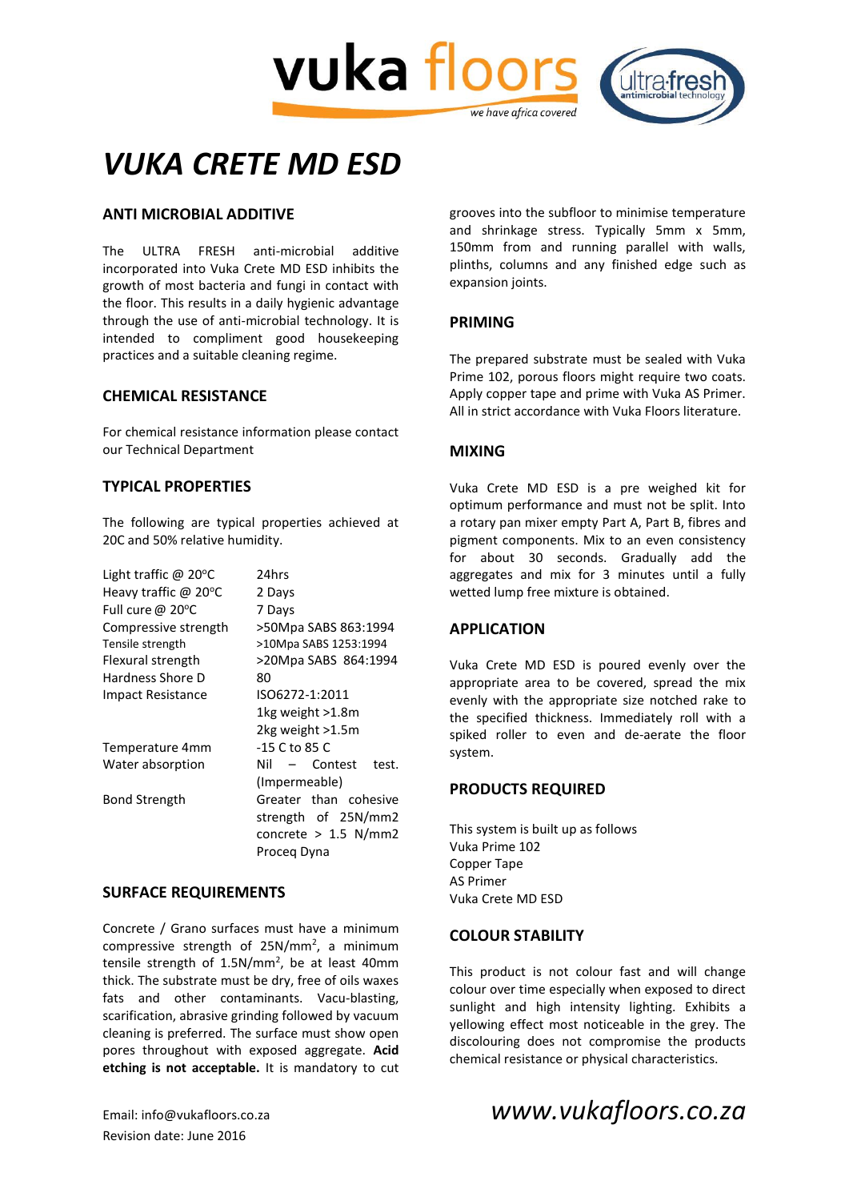# VUKA CRETE MD ESD

## ANTI MICROBIAL ADDITIVE

The ULTRA FRESH anti-microbial additive incorporated into Vuka Crete MD ESD inhibits the growth of most bacteria and fungi in contact with the floor. This results in a daily hygienic advantage through the use of anti-microbial technology. It is intended to compliment good housekeeping practices and a suitable cleaning regime.

## CHEMICAL RESISTANCE

For chemical resistance information please contact our Technical Department

## TYPICAL PROPERTIES

The following are typical properties achieved at 20C and 50% relative humidity.

| | |
|---|---|
| Light traffic @ 20°C | 24hrs |
| Heavy traffic @ 20°C | 2 Days |
| Full cure @ 20°C | 7 Days |
| Compressive strength | >50Mpa SABS 863:1994 |
| Tensile strength | >10Mpa SABS 1253:1994 |
| Flexural strength | >20Mpa SABS 864:1994 |
| Hardness Shore D | 80 |
| Impact Resistance | ISO6272-1:2011<br>1kg weight >1.8m<br>2kg weight >1.5m |
| Temperature 4mm | -15 C to 85 C |
| Water absorption | Nil – Contest test. (Impermeable) |
| Bond Strength | Greater than cohesive strength of 25N/mm2 concrete > 1.5 N/mm2 Proceq Dyna |

## SURFACE REQUIREMENTS

Concrete / Grano surfaces must have a minimum compressive strength of 25N/mm$^2$, a minimum tensile strength of 1.5N/mm$^2$, be at least 40mm thick. The substrate must be dry, free of oils waxes fats and other contaminants. Vacu-blasting, scarification, abrasive grinding followed by vacuum cleaning is preferred. The surface must show open pores throughout with exposed aggregate. **Acid etching is not acceptable.** It is mandatory to cut grooves into the subfloor to minimise temperature and shrinkage stress. Typically 5mm x 5mm, 150mm from and running parallel with walls, plinths, columns and any finished edge such as expansion joints.

## PRIMING

The prepared substrate must be sealed with Vuka Prime 102, porous floors might require two coats. Apply copper tape and prime with Vuka AS Primer. All in strict accordance with Vuka Floors literature.

## MIXING

Vuka Crete MD ESD is a pre weighed kit for optimum performance and must not be split. Into a rotary pan mixer empty Part A, Part B, fibres and pigment components. Mix to an even consistency for about 30 seconds. Gradually add the aggregates and mix for 3 minutes until a fully wetted lump free mixture is obtained.

## APPLICATION

Vuka Crete MD ESD is poured evenly over the appropriate area to be covered, spread the mix evenly with the appropriate size notched rake to the specified thickness. Immediately roll with a spiked roller to even and de-aerate the floor system.

## PRODUCTS REQUIRED

This system is built up as follows
Vuka Prime 102
Copper Tape
AS Primer
Vuka Crete MD ESD

## COLOUR STABILITY

This product is not colour fast and will change colour over time especially when exposed to direct sunlight and high intensity lighting. Exhibits a yellowing effect most noticeable in the grey. The discolouring does not compromise the products chemical resistance or physical characteristics.

Email: info@vukafloors.co.za
Revision date: June 2016

*www.vukafloors.co.za*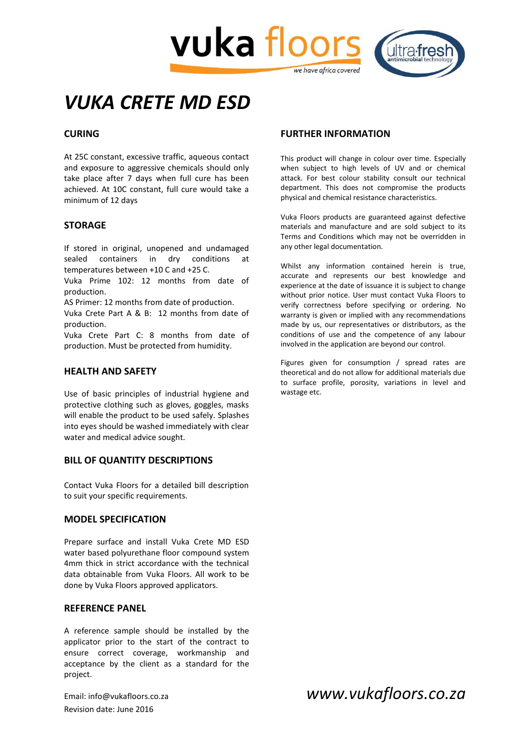# VUKA CRETE MD ESD

## CURING

At 25C constant, excessive traffic, aqueous contact and exposure to aggressive chemicals should only take place after 7 days when full cure has been achieved. At 10C constant, full cure would take a minimum of 12 days

## STORAGE

If stored in original, unopened and undamaged sealed containers in dry conditions at temperatures between +10 C and +25 C.

Vuka Prime 102: 12 months from date of production.

AS Primer: 12 months from date of production.

Vuka Crete Part A & B: 12 months from date of production.

Vuka Crete Part C: 8 months from date of production. Must be protected from humidity.

## HEALTH AND SAFETY

Use of basic principles of industrial hygiene and protective clothing such as gloves, goggles, masks will enable the product to be used safely. Splashes into eyes should be washed immediately with clear water and medical advice sought.

## BILL OF QUANTITY DESCRIPTIONS

Contact Vuka Floors for a detailed bill description to suit your specific requirements.

## MODEL SPECIFICATION

Prepare surface and install Vuka Crete MD ESD water based polyurethane floor compound system 4mm thick in strict accordance with the technical data obtainable from Vuka Floors. All work to be done by Vuka Floors approved applicators.

## REFERENCE PANEL

A reference sample should be installed by the applicator prior to the start of the contract to ensure correct coverage, workmanship and acceptance by the client as a standard for the project.

## FURTHER INFORMATION

This product will change in colour over time. Especially when subject to high levels of UV and or chemical attack. For best colour stability consult our technical department. This does not compromise the products physical and chemical resistance characteristics.

Vuka Floors products are guaranteed against defective materials and manufacture and are sold subject to its Terms and Conditions which may not be overridden in any other legal documentation.

Whilst any information contained herein is true, accurate and represents our best knowledge and experience at the date of issuance it is subject to change without prior notice. User must contact Vuka Floors to verify correctness before specifying or ordering. No warranty is given or implied with any recommendations made by us, our representatives or distributors, as the conditions of use and the competence of any labour involved in the application are beyond our control.

Figures given for consumption / spread rates are theoretical and do not allow for additional materials due to surface profile, porosity, variations in level and wastage etc.

Email: info@vukafloors.co.za

Revision date: June 2016

*www.vukafloors.co.za*